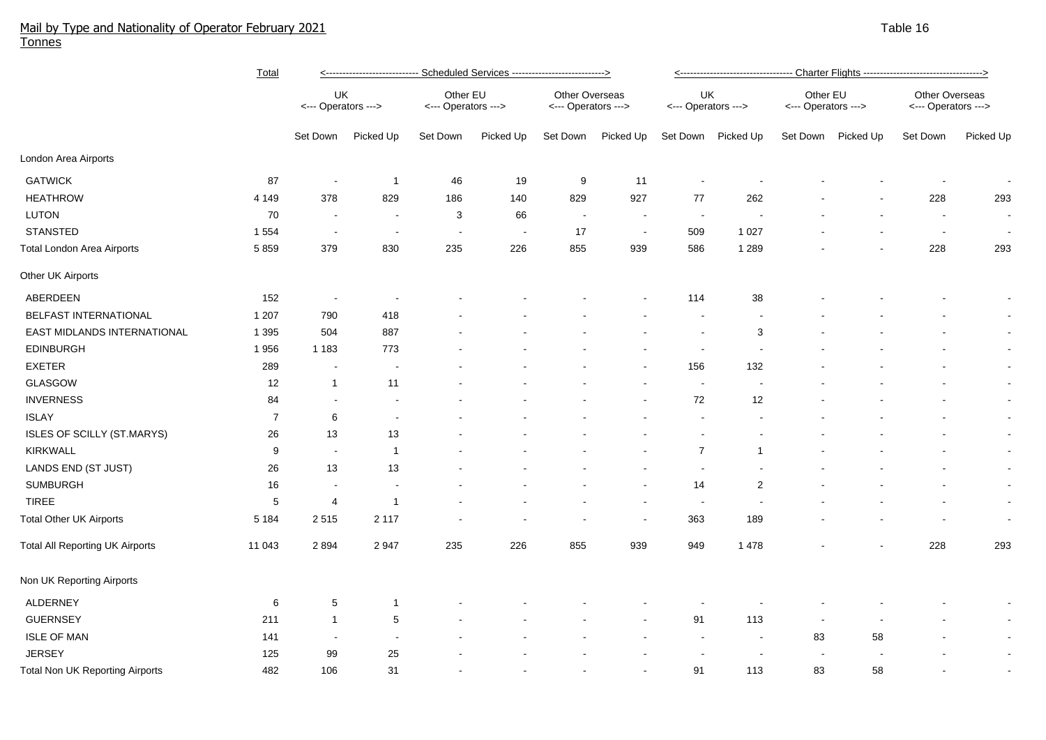# Mail by Type and Nationality of Operator February 2021

Tonnes

Table 16

| | Total | Scheduled Services | | | | | | Charter Flights | | | | | |
|---|---|---|---|---|---|---|---|---|---|---|---|---|---|
| | | UK <--- Operators ---> | | Other EU <--- Operators ---> | | Other Overseas <--- Operators ---> | | UK <--- Operators ---> | | Other EU <--- Operators ---> | | Other Overseas <--- Operators ---> | |
| | | Set Down | Picked Up | Set Down | Picked Up | Set Down | Picked Up | Set Down | Picked Up | Set Down | Picked Up | Set Down | Picked Up |
| London Area Airports | | | | | | | | | | | | | |
| GATWICK | 87 | - | 1 | 46 | 19 | 9 | 11 | - | - | - | - | - | - |
| HEATHROW | 4 149 | 378 | 829 | 186 | 140 | 829 | 927 | 77 | 262 | - | - | 228 | 293 |
| LUTON | 70 | - | - | 3 | 66 | - | - | - | - | - | - | - | - |
| STANSTED | 1 554 | - | - | - | - | 17 | - | 509 | 1 027 | - | - | - | - |
| Total London Area Airports | 5 859 | 379 | 830 | 235 | 226 | 855 | 939 | 586 | 1 289 | - | - | 228 | 293 |
| Other UK Airports | | | | | | | | | | | | | |
| ABERDEEN | 152 | - | - | - | - | - | - | 114 | 38 | - | - | - | - |
| BELFAST INTERNATIONAL | 1 207 | 790 | 418 | - | - | - | - | - | - | - | - | - | - |
| EAST MIDLANDS INTERNATIONAL | 1 395 | 504 | 887 | - | - | - | - | - | 3 | - | - | - | - |
| EDINBURGH | 1 956 | 1 183 | 773 | - | - | - | - | - | - | - | - | - | - |
| EXETER | 289 | - | - | - | - | - | - | 156 | 132 | - | - | - | - |
| GLASGOW | 12 | 1 | 11 | - | - | - | - | - | - | - | - | - | - |
| INVERNESS | 84 | - | - | - | - | - | - | 72 | 12 | - | - | - | - |
| ISLAY | 7 | 6 | - | - | - | - | - | - | - | - | - | - | - |
| ISLES OF SCILLY (ST.MARYS) | 26 | 13 | 13 | - | - | - | - | - | - | - | - | - | - |
| KIRKWALL | 9 | - | 1 | - | - | - | - | 7 | 1 | - | - | - | - |
| LANDS END (ST JUST) | 26 | 13 | 13 | - | - | - | - | - | - | - | - | - | - |
| SUMBURGH | 16 | - | - | - | - | - | - | 14 | 2 | - | - | - | - |
| TIREE | 5 | 4 | 1 | - | - | - | - | - | - | - | - | - | - |
| Total Other UK Airports | 5 184 | 2 515 | 2 117 | - | - | - | - | 363 | 189 | - | - | - | - |
| Total All Reporting UK Airports | 11 043 | 2 894 | 2 947 | 235 | 226 | 855 | 939 | 949 | 1 478 | - | - | 228 | 293 |
| Non UK Reporting Airports | | | | | | | | | | | | | |
| ALDERNEY | 6 | 5 | 1 | - | - | - | - | - | - | - | - | - | - |
| GUERNSEY | 211 | 1 | 5 | - | - | - | - | 91 | 113 | - | - | - | - |
| ISLE OF MAN | 141 | - | - | - | - | - | - | - | - | 83 | 58 | - | - |
| JERSEY | 125 | 99 | 25 | - | - | - | - | - | - | - | - | - | - |
| Total Non UK Reporting Airports | 482 | 106 | 31 | - | - | - | - | 91 | 113 | 83 | 58 | - | - |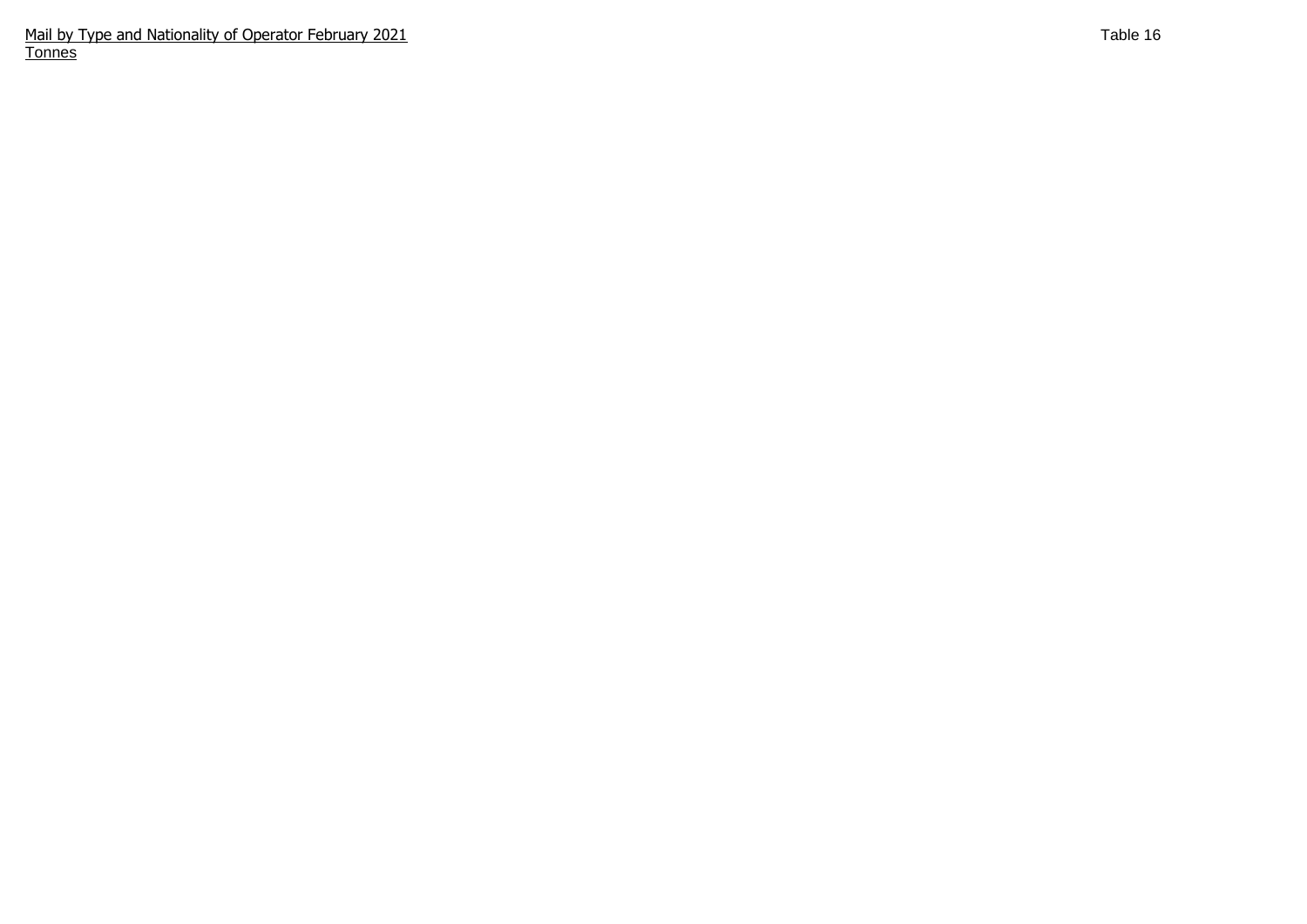Mail by Type and Nationality of Operator February 2021

Tonnes

Table 16